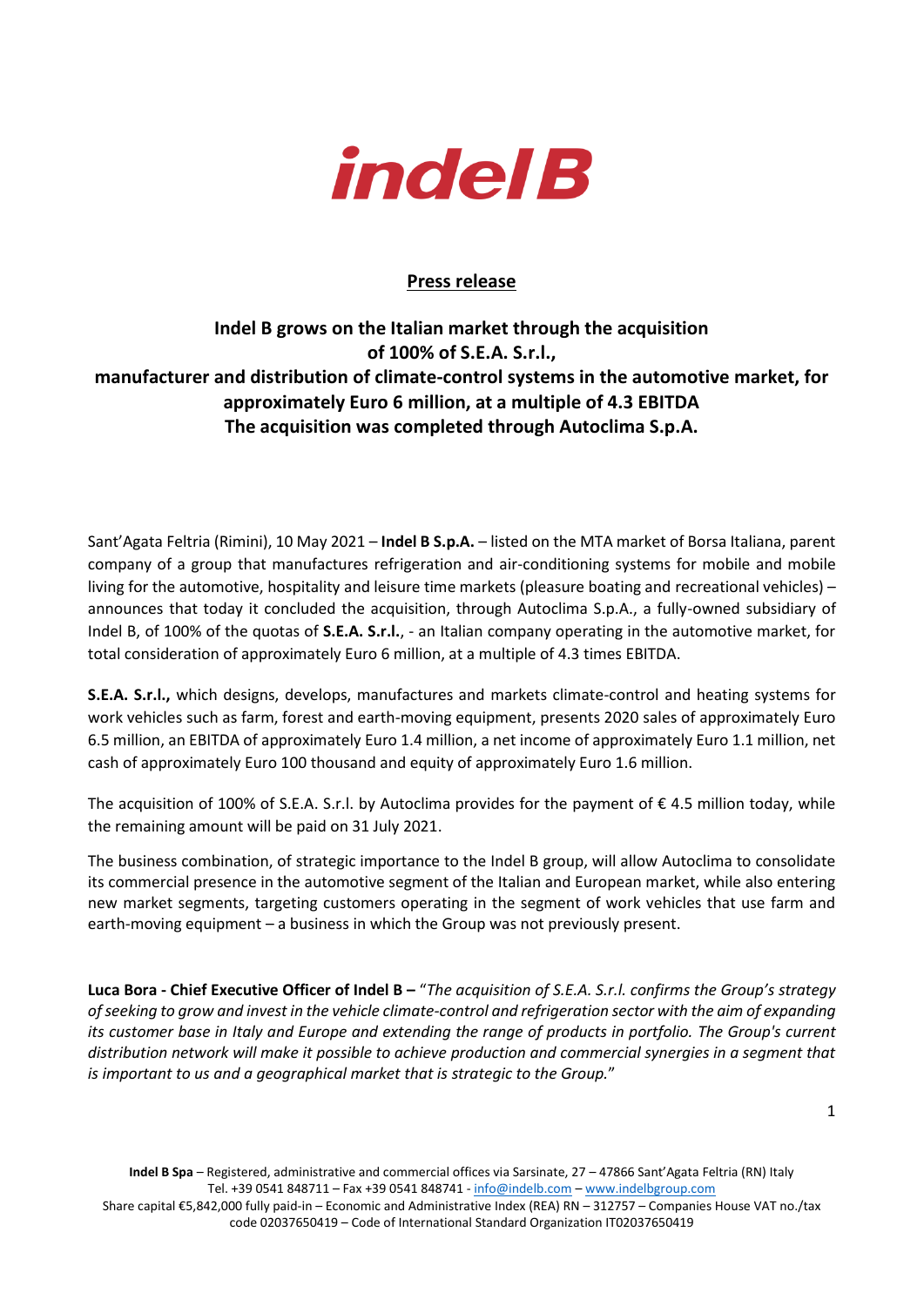**indel B**

## Press release

## Indel B grows on the Italian market through the acquisition of 100% of S.E.A. S.r.l., manufacturer and distribution of climate-control systems in the automotive market, for approximately Euro 6 million, at a multiple of 4.3 EBITDA The acquisition was completed through Autoclima S.p.A.

Sant'Agata Feltria (Rimini), 10 May 2021 – **Indel B S.p.A.** – listed on the MTA market of Borsa Italiana, parent company of a group that manufactures refrigeration and air-conditioning systems for mobile and mobile living for the automotive, hospitality and leisure time markets (pleasure boating and recreational vehicles) – announces that today it concluded the acquisition, through Autoclima S.p.A., a fully-owned subsidiary of Indel B, of 100% of the quotas of **S.E.A. S.r.l.**, - an Italian company operating in the automotive market, for total consideration of approximately Euro 6 million, at a multiple of 4.3 times EBITDA.

**S.E.A. S.r.l.,** which designs, develops, manufactures and markets climate-control and heating systems for work vehicles such as farm, forest and earth-moving equipment, presents 2020 sales of approximately Euro 6.5 million, an EBITDA of approximately Euro 1.4 million, a net income of approximately Euro 1.1 million, net cash of approximately Euro 100 thousand and equity of approximately Euro 1.6 million.

The acquisition of 100% of S.E.A. S.r.l. by Autoclima provides for the payment of € 4.5 million today, while the remaining amount will be paid on 31 July 2021.

The business combination, of strategic importance to the Indel B group, will allow Autoclima to consolidate its commercial presence in the automotive segment of the Italian and European market, while also entering new market segments, targeting customers operating in the segment of work vehicles that use farm and earth-moving equipment – a business in which the Group was not previously present.

**Luca Bora - Chief Executive Officer of Indel B –** "*The acquisition of S.E.A. S.r.l. confirms the Group's strategy of seeking to grow and invest in the vehicle climate-control and refrigeration sector with the aim of expanding its customer base in Italy and Europe and extending the range of products in portfolio. The Group's current distribution network will make it possible to achieve production and commercial synergies in a segment that is important to us and a geographical market that is strategic to the Group.*"

**Indel B Spa** – Registered, administrative and commercial offices via Sarsinate, 27 – 47866 Sant'Agata Feltria (RN) Italy
Tel. +39 0541 848711 – Fax +39 0541 848741 - info@indelb.com – www.indelbgroup.com
Share capital €5,842,000 fully paid-in – Economic and Administrative Index (REA) RN – 312757 – Companies House VAT no./tax code 02037650419 – Code of International Standard Organization IT02037650419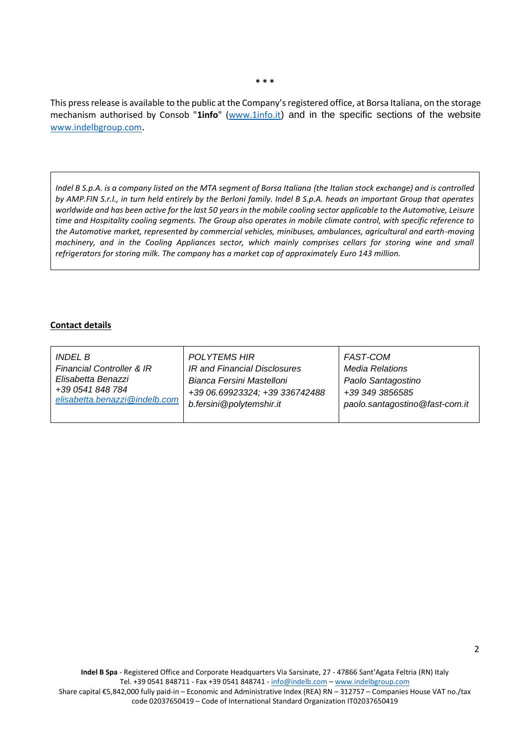\* \* \*

This press release is available to the public at the Company's registered office, at Borsa Italiana, on the storage mechanism authorised by Consob "**1info**" (www.1info.it) and in the specific sections of the website www.indelbgroup.com.

*Indel B S.p.A. is a company listed on the MTA segment of Borsa Italiana (the Italian stock exchange) and is controlled by AMP.FIN S.r.l., in turn held entirely by the Berloni family. Indel B S.p.A. heads an important Group that operates worldwide and has been active for the last 50 years in the mobile cooling sector applicable to the Automotive, Leisure time and Hospitality cooling segments. The Group also operates in mobile climate control, with specific reference to the Automotive market, represented by commercial vehicles, minibuses, ambulances, agricultural and earth-moving machinery, and in the Cooling Appliances sector, which mainly comprises cellars for storing wine and small refrigerators for storing milk. The company has a market cap of approximately Euro 143 million.*

**Contact details**

| | | |
|---|---|---|
| *INDEL B*<br>*Financial Controller & IR*<br>*Elisabetta Benazzi*<br>*+39 0541 848 784*<br>*elisabetta.benazzi@indelb.com* | *POLYTEMS HIR*<br>*IR and Financial Disclosures*<br>*Bianca Fersini Mastelloni*<br>*+39 06.69923324; +39 336742488*<br>*b.fersini@polytemshir.it* | *FAST-COM*<br>*Media Relations*<br>*Paolo Santagostino*<br>*+39 349 3856585*<br>*paolo.santagostino@fast-com.it* |

**Indel B Spa** - Registered Office and Corporate Headquarters Via Sarsinate, 27 - 47866 Sant'Agata Feltria (RN) Italy
Tel. +39 0541 848711 - Fax +39 0541 848741 - info@indelb.com – www.indelbgroup.com
Share capital €5,842,000 fully paid-in – Economic and Administrative Index (REA) RN – 312757 – Companies House VAT no./tax code 02037650419 – Code of International Standard Organization IT02037650419